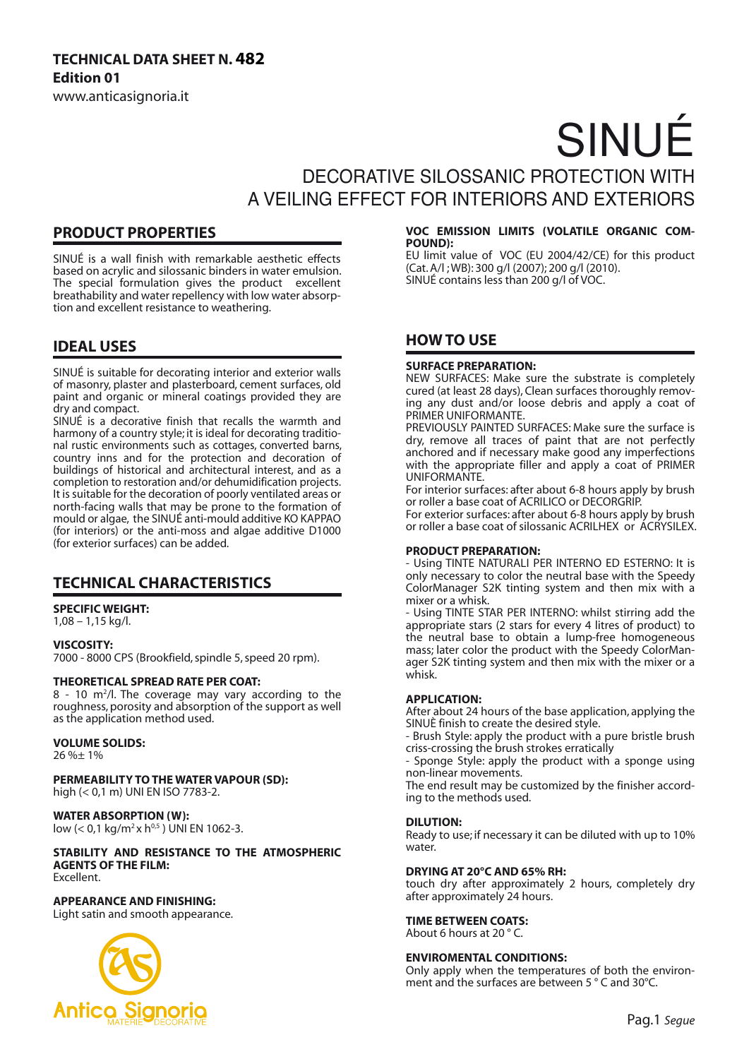**TECHNICAL DATA SHEET N. 482**
**Edition 01**
www.anticasignoria.it

# SINUÉ

## DECORATIVE SILOSSANIC PROTECTION WITH A VEILING EFFECT FOR INTERIORS AND EXTERIORS

## PRODUCT PROPERTIES

SINUÉ is a wall finish with remarkable aesthetic effects based on acrylic and silossanic binders in water emulsion. The special formulation gives the product excellent breathability and water repellency with low water absorption and excellent resistance to weathering.

## IDEAL USES

SINUÉ is suitable for decorating interior and exterior walls of masonry, plaster and plasterboard, cement surfaces, old paint and organic or mineral coatings provided they are dry and compact.
SINUÉ is a decorative finish that recalls the warmth and harmony of a country style; it is ideal for decorating traditional rustic environments such as cottages, converted barns, country inns and for the protection and decoration of buildings of historical and architectural interest, and as a completion to restoration and/or dehumidification projects.
It is suitable for the decoration of poorly ventilated areas or north-facing walls that may be prone to the formation of mould or algae, the SINUÉ anti-mould additive KO KAPPAO (for interiors) or the anti-moss and algae additive D1000 (for exterior surfaces) can be added.

## TECHNICAL CHARACTERISTICS

**SPECIFIC WEIGHT:**
1,08 – 1,15 kg/l.

**VISCOSITY:**
7000 - 8000 CPS (Brookfield, spindle 5, speed 20 rpm).

**THEORETICAL SPREAD RATE PER COAT:**
8 - 10 $m^2$/l. The coverage may vary according to the roughness, porosity and absorption of the support as well as the application method used.

**VOLUME SOLIDS:**
26 %± 1%

**PERMEABILITY TO THE WATER VAPOUR (SD):**
high (< 0,1 m) UNI EN ISO 7783-2.

**WATER ABSORPTION (W):**
low (< 0,1 $kg/m^2 \times h^{0,5}$ ) UNI EN 1062-3.

**STABILITY AND RESISTANCE TO THE ATMOSPHERIC AGENTS OF THE FILM:**
Excellent.

**APPEARANCE AND FINISHING:**
Light satin and smooth appearance.

**VOC EMISSION LIMITS (VOLATILE ORGANIC COMPOUND):**
EU limit value of VOC (EU 2004/42/CE) for this product (Cat. A/l ; WB): 300 g/l (2007); 200 g/l (2010).
SINUÉ contains less than 200 g/l of VOC.

## HOW TO USE

**SURFACE PREPARATION:**
NEW SURFACES: Make sure the substrate is completely cured (at least 28 days), Clean surfaces thoroughly removing any dust and/or loose debris and apply a coat of PRIMER UNIFORMANTE.
PREVIOUSLY PAINTED SURFACES: Make sure the surface is dry, remove all traces of paint that are not perfectly anchored and if necessary make good any imperfections with the appropriate filler and apply a coat of PRIMER UNIFORMANTE.
For interior surfaces: after about 6-8 hours apply by brush or roller a base coat of ACRILICO or DECORGRIP.
For exterior surfaces: after about 6-8 hours apply by brush or roller a base coat of silossanic ACRILHEX or ACRYSILEX.

**PRODUCT PREPARATION:**
- Using TINTE NATURALI PER INTERNO ED ESTERNO: It is only necessary to color the neutral base with the Speedy ColorManager S2K tinting system and then mix with a mixer or a whisk.
- Using TINTE STAR PER INTERNO: whilst stirring add the appropriate stars (2 stars for every 4 litres of product) to the neutral base to obtain a lump-free homogeneous mass; later color the product with the Speedy ColorManager S2K tinting system and then mix with the mixer or a whisk.

**APPLICATION:**
After about 24 hours of the base application, applying the SINUÈ finish to create the desired style.
- Brush Style: apply the product with a pure bristle brush criss-crossing the brush strokes erratically
- Sponge Style: apply the product with a sponge using non-linear movements.
The end result may be customized by the finisher according to the methods used.

**DILUTION:**
Ready to use; if necessary it can be diluted with up to 10% water.

**DRYING AT 20°C AND 65% RH:**
touch dry after approximately 2 hours, completely dry after approximately 24 hours.

**TIME BETWEEN COATS:**
About 6 hours at 20 ° C.

**ENVIROMENTAL CONDITIONS:**
Only apply when the temperatures of both the environment and the surfaces are between 5 ° C and 30°C.

Antica Signoria MATERIE DECORATIVE

*Segue*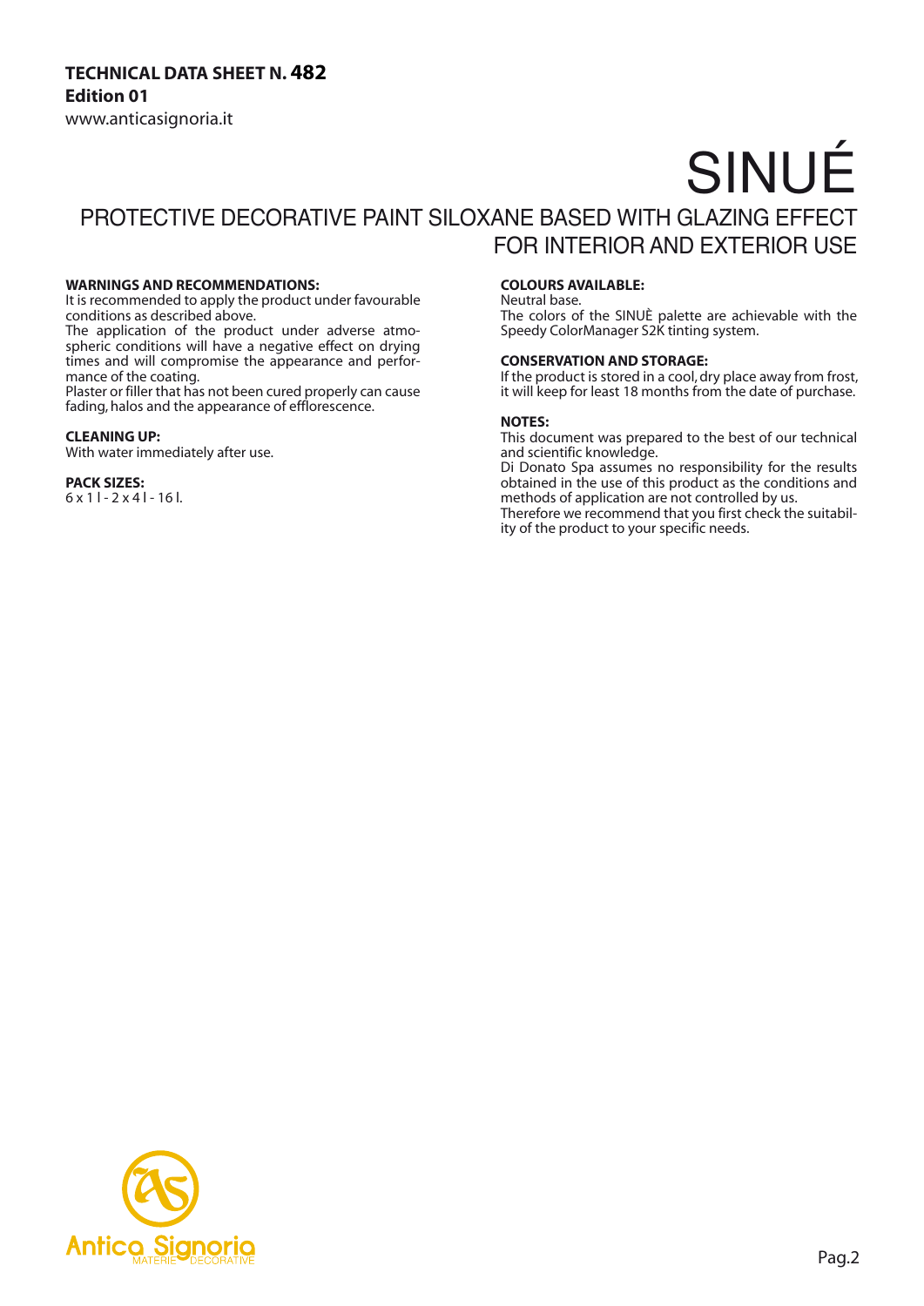**TECHNICAL DATA SHEET N. 482**
**Edition 01**
www.anticasignoria.it

# SINUÉ

## PROTECTIVE DECORATIVE PAINT SILOXANE BASED WITH GLAZING EFFECT FOR INTERIOR AND EXTERIOR USE

**WARNINGS AND RECOMMENDATIONS:**
It is recommended to apply the product under favourable conditions as described above.
The application of the product under adverse atmospheric conditions will have a negative effect on drying times and will compromise the appearance and performance of the coating.
Plaster or filler that has not been cured properly can cause fading, halos and the appearance of efflorescence.

**CLEANING UP:**
With water immediately after use.

**PACK SIZES:**
6 x 1 l - 2 x 4 l - 16 l.

**COLOURS AVAILABLE:**
Neutral base.
The colors of the SINUÈ palette are achievable with the Speedy ColorManager S2K tinting system.

**CONSERVATION AND STORAGE:**
If the product is stored in a cool, dry place away from frost, it will keep for least 18 months from the date of purchase.

**NOTES:**
This document was prepared to the best of our technical and scientific knowledge.
Di Donato Spa assumes no responsibility for the results obtained in the use of this product as the conditions and methods of application are not controlled by us.
Therefore we recommend that you first check the suitability of the product to your specific needs.

Antica Signoria
MATERIE DECORATIVE